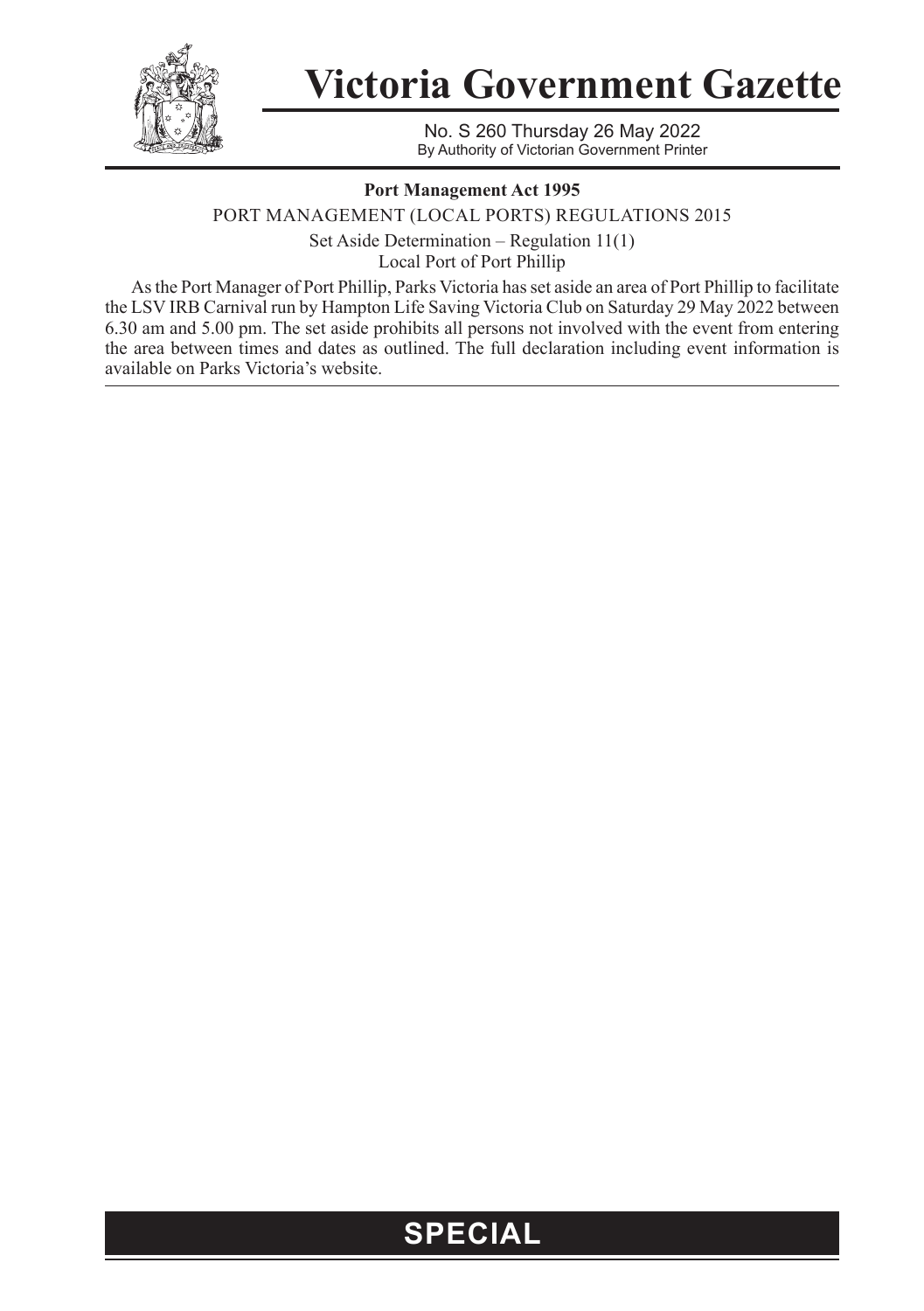# Victoria Government Gazette

No. S 260 Thursday 26 May 2022
By Authority of Victorian Government Printer

**Port Management Act 1995**

PORT MANAGEMENT (LOCAL PORTS) REGULATIONS 2015

Set Aside Determination – Regulation 11(1)
Local Port of Port Phillip

As the Port Manager of Port Phillip, Parks Victoria has set aside an area of Port Phillip to facilitate the LSV IRB Carnival run by Hampton Life Saving Victoria Club on Saturday 29 May 2022 between 6.30 am and 5.00 pm. The set aside prohibits all persons not involved with the event from entering the area between times and dates as outlined. The full declaration including event information is available on Parks Victoria's website.

**SPECIAL**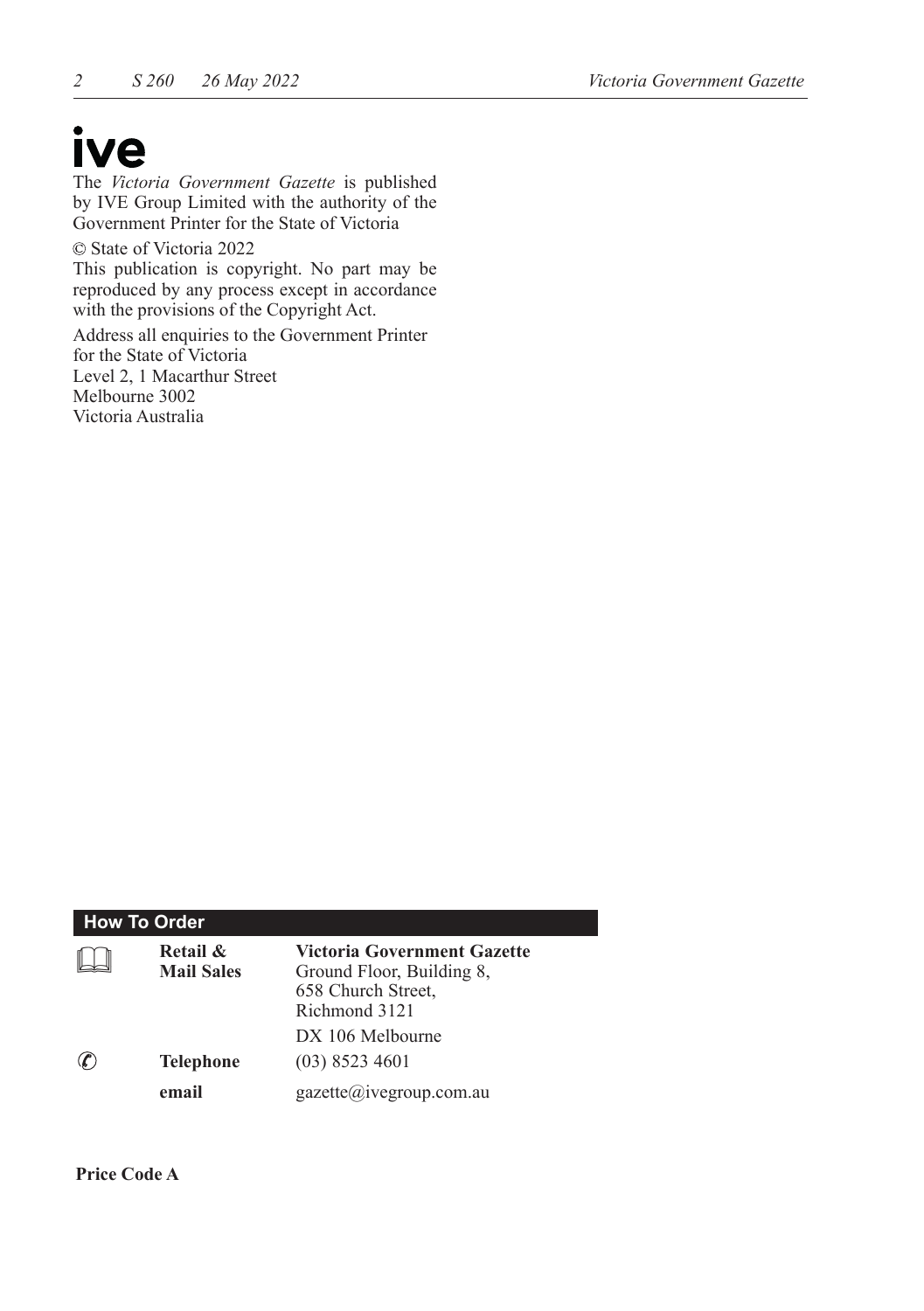ive

The *Victoria Government Gazette* is published by IVE Group Limited with the authority of the Government Printer for the State of Victoria

© State of Victoria 2022

This publication is copyright. No part may be reproduced by any process except in accordance with the provisions of the Copyright Act.

Address all enquiries to the Government Printer for the State of Victoria
Level 2, 1 Macarthur Street
Melbourne 3002
Victoria Australia

## How To Order

| | | |
|---|---|---|
| | **Retail & Mail Sales** | **Victoria Government Gazette**<br>Ground Floor, Building 8,<br>658 Church Street,<br>Richmond 3121 |
| | | DX 106 Melbourne |
| | **Telephone** | (03) 8523 4601 |
| | **email** | gazette@ivegroup.com.au |

**Price Code A**